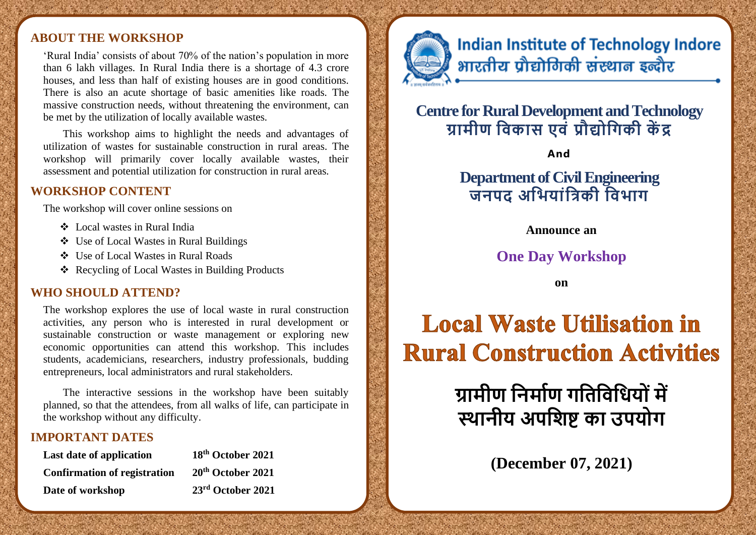## ABOUT THE WORKSHOP

'Rural India' consists of about 70% of the nation's population in more than 6 lakh villages. In Rural India there is a shortage of 4.3 crore houses, and less than half of existing houses are in good conditions. There is also an acute shortage of basic amenities like roads. The massive construction needs, without threatening the environment, can be met by the utilization of locally available wastes.

This workshop aims to highlight the needs and advantages of utilization of wastes for sustainable construction in rural areas. The workshop will primarily cover locally available wastes, their assessment and potential utilization for construction in rural areas.

## WORKSHOP CONTENT

The workshop will cover online sessions on

- Local wastes in Rural India
- Use of Local Wastes in Rural Buildings
- Use of Local Wastes in Rural Roads
- Recycling of Local Wastes in Building Products

## WHO SHOULD ATTEND?

The workshop explores the use of local waste in rural construction activities, any person who is interested in rural development or sustainable construction or waste management or exploring new economic opportunities can attend this workshop. This includes students, academicians, researchers, industry professionals, budding entrepreneurs, local administrators and rural stakeholders.

The interactive sessions in the workshop have been suitably planned, so that the attendees, from all walks of life, can participate in the workshop without any difficulty.

## IMPORTANT DATES

| | |
|---|---|
| **Last date of application** | **18th October 2021** |
| **Confirmation of registration** | **20th October 2021** |
| **Date of workshop** | **23rd October 2021** |

# Indian Institute of Technology Indore
# भारतीय प्रौद्योगिकी संस्थान इन्दौर

## Centre for Rural Development and Technology
## ग्रामीण विकास एवं प्रौद्योगिकी केंद्र

**And**

## Department of Civil Engineering
## जनपद अभियांत्रिकी विभाग

**Announce an**

**One Day Workshop**

**on**

# Local Waste Utilisation in Rural Construction Activities

# ग्रामीण निर्माण गतिविधियों में स्थानीय अपशिष्ट का उपयोग

**(December 07, 2021)**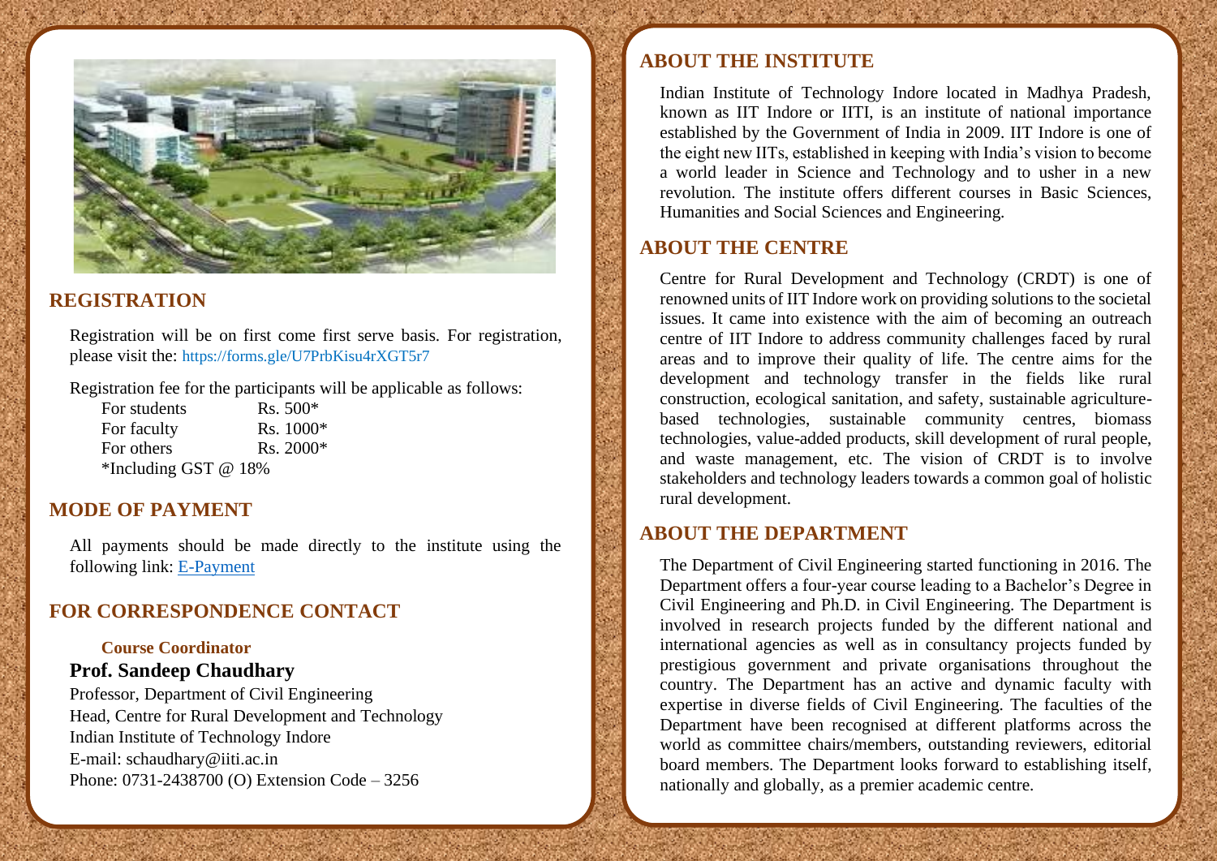## REGISTRATION

Registration will be on first come first serve basis. For registration, please visit the: https://forms.gle/U7PrbKisu4rXGT5r7

Registration fee for the participants will be applicable as follows:

| | |
|---|---|
| For students | Rs. 500* |
| For faculty | Rs. 1000* |
| For others | Rs. 2000* |

*Including GST @ 18%

## MODE OF PAYMENT

All payments should be made directly to the institute using the following link: E-Payment

## FOR CORRESPONDENCE CONTACT

**Course Coordinator**

**Prof. Sandeep Chaudhary**
Professor, Department of Civil Engineering
Head, Centre for Rural Development and Technology
Indian Institute of Technology Indore
E-mail: schaudhary@iiti.ac.in
Phone: 0731-2438700 (O) Extension Code – 3256

## ABOUT THE INSTITUTE

Indian Institute of Technology Indore located in Madhya Pradesh, known as IIT Indore or IITI, is an institute of national importance established by the Government of India in 2009. IIT Indore is one of the eight new IITs, established in keeping with India's vision to become a world leader in Science and Technology and to usher in a new revolution. The institute offers different courses in Basic Sciences, Humanities and Social Sciences and Engineering.

## ABOUT THE CENTRE

Centre for Rural Development and Technology (CRDT) is one of renowned units of IIT Indore work on providing solutions to the societal issues. It came into existence with the aim of becoming an outreach centre of IIT Indore to address community challenges faced by rural areas and to improve their quality of life. The centre aims for the development and technology transfer in the fields like rural construction, ecological sanitation, and safety, sustainable agriculture-based technologies, sustainable community centres, biomass technologies, value-added products, skill development of rural people, and waste management, etc. The vision of CRDT is to involve stakeholders and technology leaders towards a common goal of holistic rural development.

## ABOUT THE DEPARTMENT

The Department of Civil Engineering started functioning in 2016. The Department offers a four-year course leading to a Bachelor's Degree in Civil Engineering and Ph.D. in Civil Engineering. The Department is involved in research projects funded by the different national and international agencies as well as in consultancy projects funded by prestigious government and private organisations throughout the country. The Department has an active and dynamic faculty with expertise in diverse fields of Civil Engineering. The faculties of the Department have been recognised at different platforms across the world as committee chairs/members, outstanding reviewers, editorial board members. The Department looks forward to establishing itself, nationally and globally, as a premier academic centre.